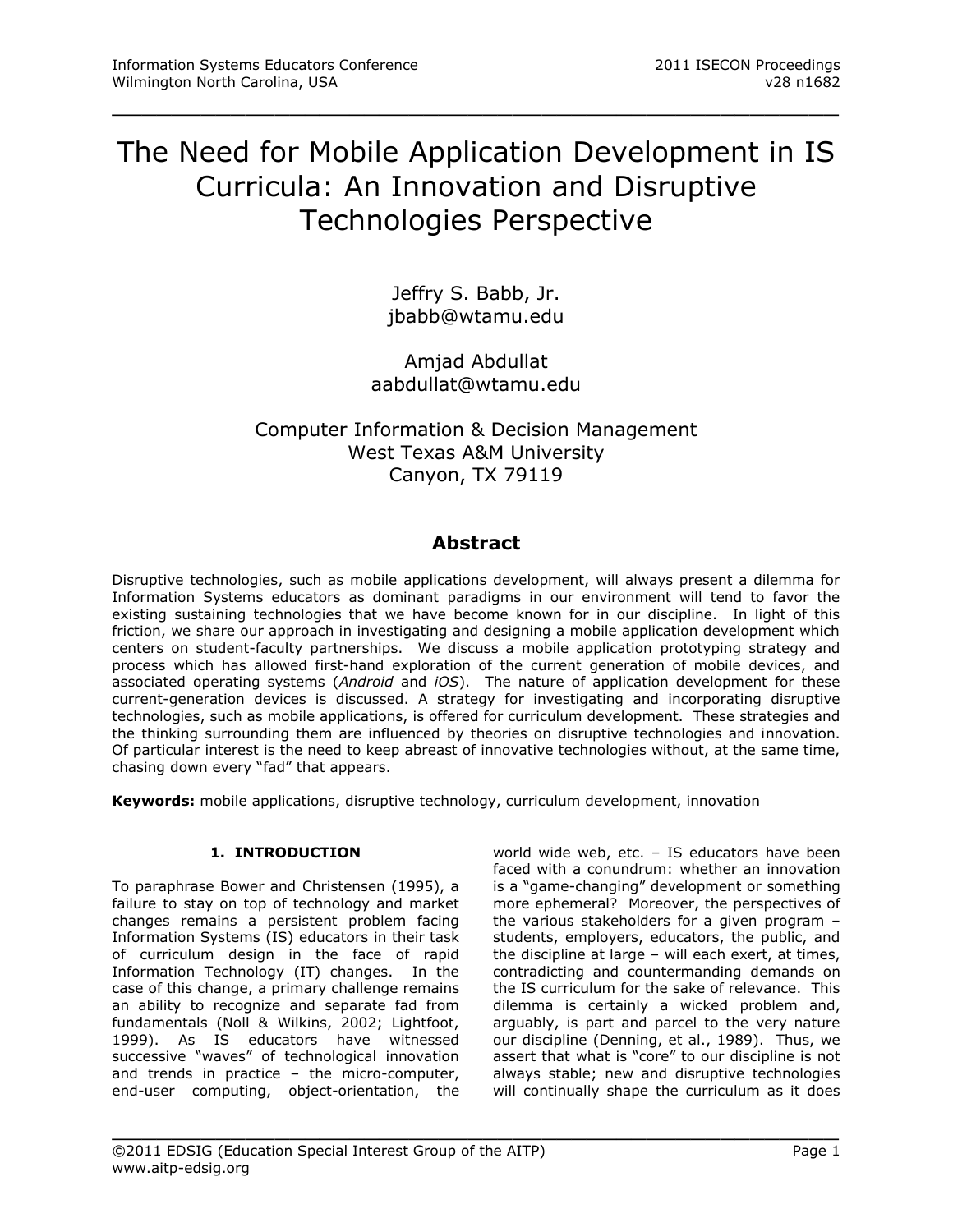# The Need for Mobile Application Development in IS Curricula: An Innovation and Disruptive Technologies Perspective

Jeffry S. Babb, Jr.
jbabb@wtamu.edu

Amjad Abdullat
aabdullat@wtamu.edu

Computer Information & Decision Management
West Texas A&M University
Canyon, TX 79119

## Abstract

Disruptive technologies, such as mobile applications development, will always present a dilemma for Information Systems educators as dominant paradigms in our environment will tend to favor the existing sustaining technologies that we have become known for in our discipline. In light of this friction, we share our approach in investigating and designing a mobile application development which centers on student-faculty partnerships. We discuss a mobile application prototyping strategy and process which has allowed first-hand exploration of the current generation of mobile devices, and associated operating systems (*Android* and *iOS*). The nature of application development for these current-generation devices is discussed. A strategy for investigating and incorporating disruptive technologies, such as mobile applications, is offered for curriculum development. These strategies and the thinking surrounding them are influenced by theories on disruptive technologies and innovation. Of particular interest is the need to keep abreast of innovative technologies without, at the same time, chasing down every "fad" that appears.

**Keywords:** mobile applications, disruptive technology, curriculum development, innovation

## 1. INTRODUCTION

To paraphrase Bower and Christensen (1995), a failure to stay on top of technology and market changes remains a persistent problem facing Information Systems (IS) educators in their task of curriculum design in the face of rapid Information Technology (IT) changes. In the case of this change, a primary challenge remains an ability to recognize and separate fad from fundamentals (Noll & Wilkins, 2002; Lightfoot, 1999). As IS educators have witnessed successive "waves" of technological innovation and trends in practice – the micro-computer, end-user computing, object-orientation, the world wide web, etc. – IS educators have been faced with a conundrum: whether an innovation is a "game-changing" development or something more ephemeral? Moreover, the perspectives of the various stakeholders for a given program – students, employers, educators, the public, and the discipline at large – will each exert, at times, contradicting and countermanding demands on the IS curriculum for the sake of relevance. This dilemma is certainly a wicked problem and, arguably, is part and parcel to the very nature our discipline (Denning, et al., 1989). Thus, we assert that what is "core" to our discipline is not always stable; new and disruptive technologies will continually shape the curriculum as it does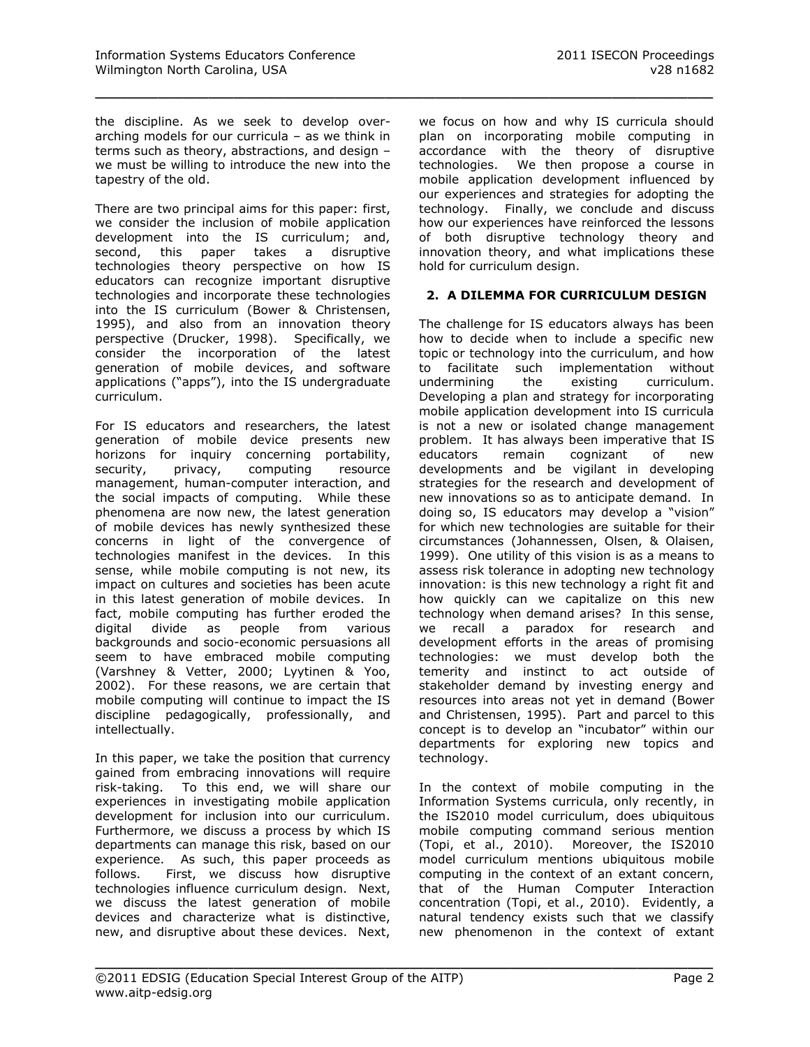the discipline. As we seek to develop over-arching models for our curricula – as we think in terms such as theory, abstractions, and design – we must be willing to introduce the new into the tapestry of the old.

There are two principal aims for this paper: first, we consider the inclusion of mobile application development into the IS curriculum; and, second, this paper takes a disruptive technologies theory perspective on how IS educators can recognize important disruptive technologies and incorporate these technologies into the IS curriculum (Bower & Christensen, 1995), and also from an innovation theory perspective (Drucker, 1998). Specifically, we consider the incorporation of the latest generation of mobile devices, and software applications ("apps"), into the IS undergraduate curriculum.

For IS educators and researchers, the latest generation of mobile device presents new horizons for inquiry concerning portability, security, privacy, computing resource management, human-computer interaction, and the social impacts of computing. While these phenomena are now new, the latest generation of mobile devices has newly synthesized these concerns in light of the convergence of technologies manifest in the devices. In this sense, while mobile computing is not new, its impact on cultures and societies has been acute in this latest generation of mobile devices. In fact, mobile computing has further eroded the digital divide as people from various backgrounds and socio-economic persuasions all seem to have embraced mobile computing (Varshney & Vetter, 2000; Lyytinen & Yoo, 2002). For these reasons, we are certain that mobile computing will continue to impact the IS discipline pedagogically, professionally, and intellectually.

In this paper, we take the position that currency gained from embracing innovations will require risk-taking. To this end, we will share our experiences in investigating mobile application development for inclusion into our curriculum. Furthermore, we discuss a process by which IS departments can manage this risk, based on our experience. As such, this paper proceeds as follows. First, we discuss how disruptive technologies influence curriculum design. Next, we discuss the latest generation of mobile devices and characterize what is distinctive, new, and disruptive about these devices. Next, we focus on how and why IS curricula should plan on incorporating mobile computing in accordance with the theory of disruptive technologies. We then propose a course in mobile application development influenced by our experiences and strategies for adopting the technology. Finally, we conclude and discuss how our experiences have reinforced the lessons of both disruptive technology theory and innovation theory, and what implications these hold for curriculum design.

## 2. A DILEMMA FOR CURRICULUM DESIGN

The challenge for IS educators always has been how to decide when to include a specific new topic or technology into the curriculum, and how to facilitate such implementation without undermining the existing curriculum. Developing a plan and strategy for incorporating mobile application development into IS curricula is not a new or isolated change management problem. It has always been imperative that IS educators remain cognizant of new developments and be vigilant in developing strategies for the research and development of new innovations so as to anticipate demand. In doing so, IS educators may develop a "vision" for which new technologies are suitable for their circumstances (Johannessen, Olsen, & Olaisen, 1999). One utility of this vision is as a means to assess risk tolerance in adopting new technology innovation: is this new technology a right fit and how quickly can we capitalize on this new technology when demand arises? In this sense, we recall a paradox for research and development efforts in the areas of promising technologies: we must develop both the temerity and instinct to act outside of stakeholder demand by investing energy and resources into areas not yet in demand (Bower and Christensen, 1995). Part and parcel to this concept is to develop an "incubator" within our departments for exploring new topics and technology.

In the context of mobile computing in the Information Systems curricula, only recently, in the IS2010 model curriculum, does ubiquitous mobile computing command serious mention (Topi, et al., 2010). Moreover, the IS2010 model curriculum mentions ubiquitous mobile computing in the context of an extant concern, that of the Human Computer Interaction concentration (Topi, et al., 2010). Evidently, a natural tendency exists such that we classify new phenomenon in the context of extant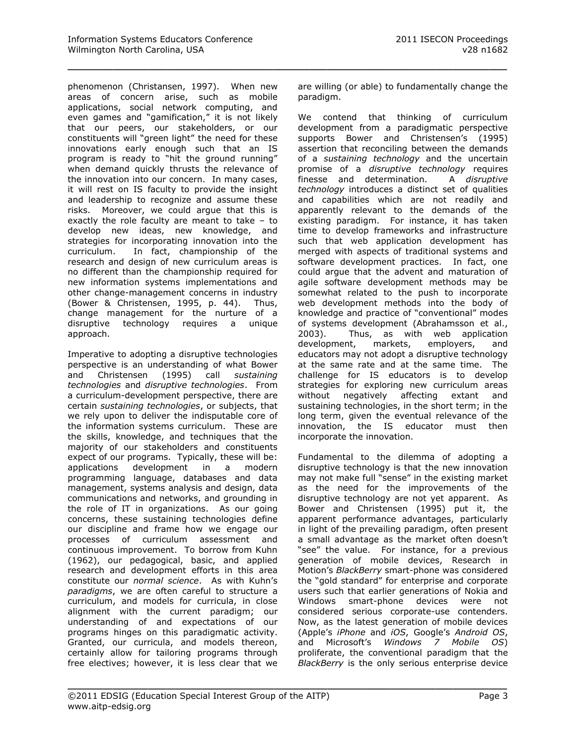phenomenon (Christansen, 1997). When new areas of concern arise, such as mobile applications, social network computing, and even games and "gamification," it is not likely that our peers, our stakeholders, or our constituents will "green light" the need for these innovations early enough such that an IS program is ready to "hit the ground running" when demand quickly thrusts the relevance of the innovation into our concern. In many cases, it will rest on IS faculty to provide the insight and leadership to recognize and assume these risks. Moreover, we could argue that this is exactly the role faculty are meant to take – to develop new ideas, new knowledge, and strategies for incorporating innovation into the curriculum. In fact, championship of the research and design of new curriculum areas is no different than the championship required for new information systems implementations and other change-management concerns in industry (Bower & Christensen, 1995, p. 44). Thus, change management for the nurture of a disruptive technology requires a unique approach.

Imperative to adopting a disruptive technologies perspective is an understanding of what Bower and Christensen (1995) call *sustaining technologies* and *disruptive technologies*. From a curriculum-development perspective, there are certain *sustaining technologies*, or subjects, that we rely upon to deliver the indisputable core of the information systems curriculum. These are the skills, knowledge, and techniques that the majority of our stakeholders and constituents expect of our programs. Typically, these will be: applications development in a modern programming language, databases and data management, systems analysis and design, data communications and networks, and grounding in the role of IT in organizations. As our going concerns, these sustaining technologies define our discipline and frame how we engage our processes of curriculum assessment and continuous improvement. To borrow from Kuhn (1962), our pedagogical, basic, and applied research and development efforts in this area constitute our *normal science*. As with Kuhn's *paradigms*, we are often careful to structure a curriculum, and models for curricula, in close alignment with the current paradigm; our understanding of and expectations of our programs hinges on this paradigmatic activity. Granted, our curricula, and models thereon, certainly allow for tailoring programs through free electives; however, it is less clear that we are willing (or able) to fundamentally change the paradigm.

We contend that thinking of curriculum development from a paradigmatic perspective supports Bower and Christensen's (1995) assertion that reconciling between the demands of a *sustaining technology* and the uncertain promise of a *disruptive technology* requires finesse and determination. A *disruptive technology* introduces a distinct set of qualities and capabilities which are not readily and apparently relevant to the demands of the existing paradigm. For instance, it has taken time to develop frameworks and infrastructure such that web application development has merged with aspects of traditional systems and software development practices. In fact, one could argue that the advent and maturation of agile software development methods may be somewhat related to the push to incorporate web development methods into the body of knowledge and practice of "conventional" modes of systems development (Abrahamsson et al., 2003). Thus, as with web application development, markets, employers, and educators may not adopt a disruptive technology at the same rate and at the same time. The challenge for IS educators is to develop strategies for exploring new curriculum areas without negatively affecting extant and sustaining technologies, in the short term; in the long term, given the eventual relevance of the innovation, the IS educator must then incorporate the innovation.

Fundamental to the dilemma of adopting a disruptive technology is that the new innovation may not make full "sense" in the existing market as the need for the improvements of the disruptive technology are not yet apparent. As Bower and Christensen (1995) put it, the apparent performance advantages, particularly in light of the prevailing paradigm, often present a small advantage as the market often doesn't "see" the value. For instance, for a previous generation of mobile devices, Research in Motion's *BlackBerry* smart-phone was considered the "gold standard" for enterprise and corporate users such that earlier generations of Nokia and Windows smart-phone devices were not considered serious corporate-use contenders. Now, as the latest generation of mobile devices (Apple's *iPhone* and *iOS*, Google's *Android OS*, and Microsoft's *Windows 7 Mobile OS*) proliferate, the conventional paradigm that the *BlackBerry* is the only serious enterprise device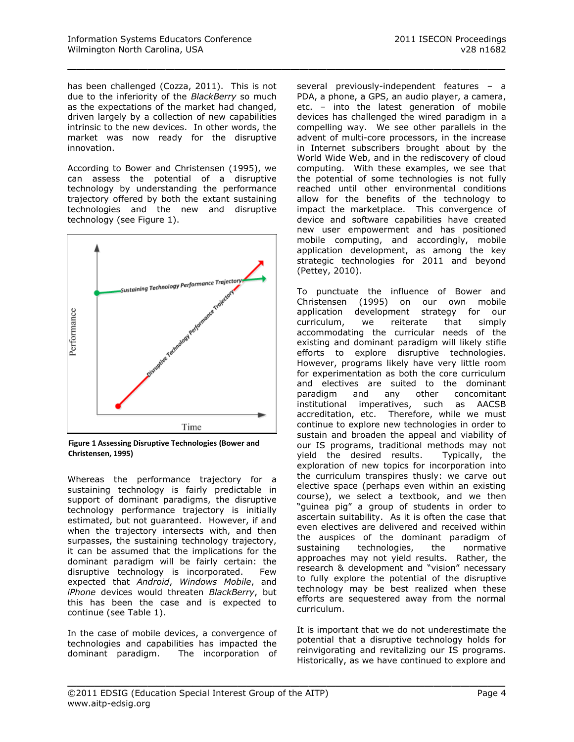has been challenged (Cozza, 2011). This is not due to the inferiority of the *BlackBerry* so much as the expectations of the market had changed, driven largely by a collection of new capabilities intrinsic to the new devices. In other words, the market was now ready for the disruptive innovation.

According to Bower and Christensen (1995), we can assess the potential of a disruptive technology by understanding the performance trajectory offered by both the extant sustaining technologies and the new and disruptive technology (see Figure 1).

**Figure 1 Assessing Disruptive Technologies (Bower and Christensen, 1995)**

Whereas the performance trajectory for a sustaining technology is fairly predictable in support of dominant paradigms, the disruptive technology performance trajectory is initially estimated, but not guaranteed. However, if and when the trajectory intersects with, and then surpasses, the sustaining technology trajectory, it can be assumed that the implications for the dominant paradigm will be fairly certain: the disruptive technology is incorporated. Few expected that *Android*, *Windows Mobile*, and *iPhone* devices would threaten *BlackBerry*, but this has been the case and is expected to continue (see Table 1).

In the case of mobile devices, a convergence of technologies and capabilities has impacted the dominant paradigm. The incorporation of several previously-independent features – a PDA, a phone, a GPS, an audio player, a camera, etc. – into the latest generation of mobile devices has challenged the wired paradigm in a compelling way. We see other parallels in the advent of multi-core processors, in the increase in Internet subscribers brought about by the World Wide Web, and in the rediscovery of cloud computing. With these examples, we see that the potential of some technologies is not fully reached until other environmental conditions allow for the benefits of the technology to impact the marketplace. This convergence of device and software capabilities have created new user empowerment and has positioned mobile computing, and accordingly, mobile application development, as among the key strategic technologies for 2011 and beyond (Pettey, 2010).

To punctuate the influence of Bower and Christensen (1995) on our own mobile application development strategy for our curriculum, we reiterate that simply accommodating the curricular needs of the existing and dominant paradigm will likely stifle efforts to explore disruptive technologies. However, programs likely have very little room for experimentation as both the core curriculum and electives are suited to the dominant paradigm and any other concomitant institutional imperatives, such as AACSB accreditation, etc. Therefore, while we must continue to explore new technologies in order to sustain and broaden the appeal and viability of our IS programs, traditional methods may not yield the desired results. Typically, the exploration of new topics for incorporation into the curriculum transpires thusly: we carve out elective space (perhaps even within an existing course), we select a textbook, and we then "guinea pig" a group of students in order to ascertain suitability. As it is often the case that even electives are delivered and received within the auspices of the dominant paradigm of sustaining technologies, the normative approaches may not yield results. Rather, the research & development and "vision" necessary to fully explore the potential of the disruptive technology may be best realized when these efforts are sequestered away from the normal curriculum.

It is important that we do not underestimate the potential that a disruptive technology holds for reinvigorating and revitalizing our IS programs. Historically, as we have continued to explore and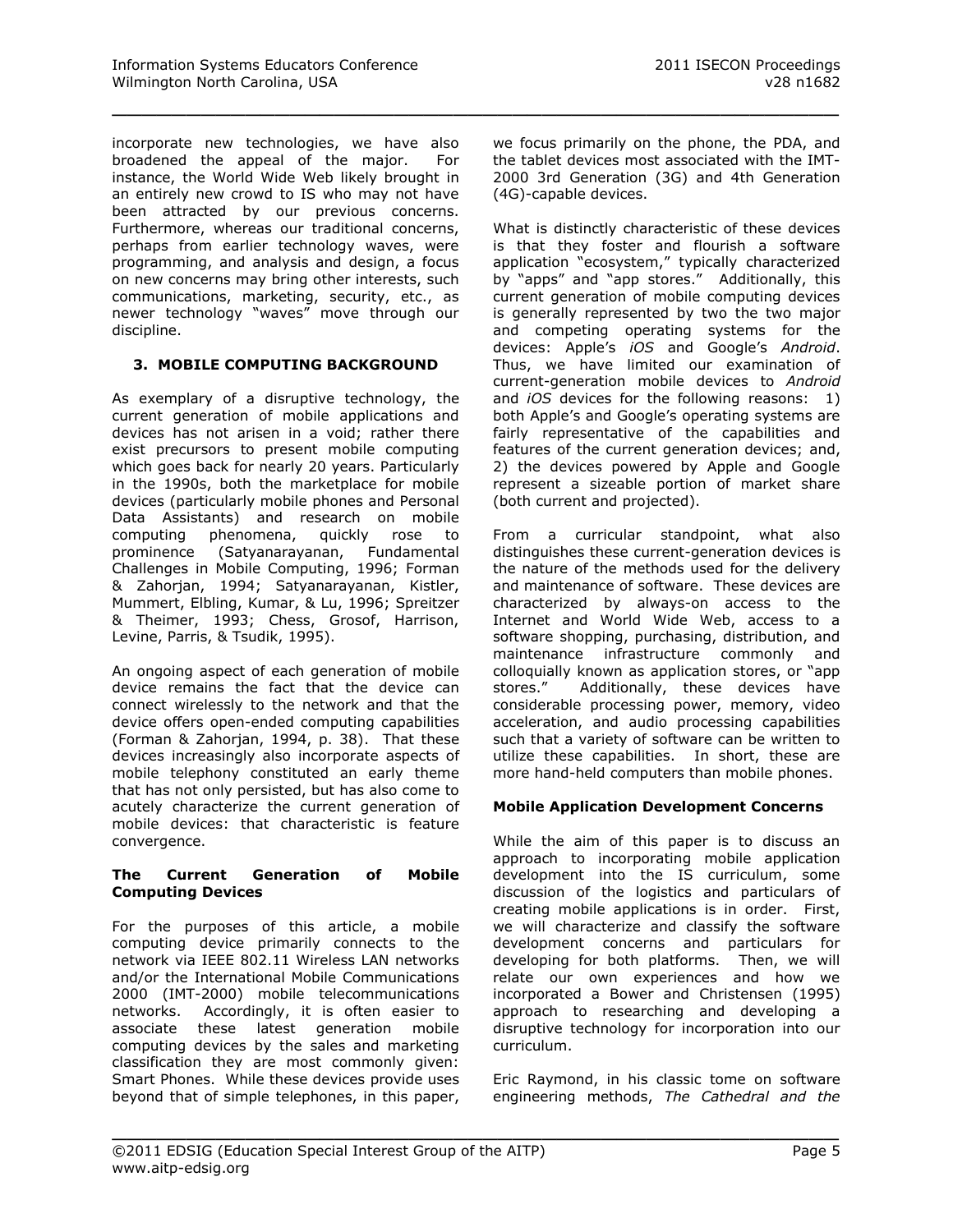incorporate new technologies, we have also broadened the appeal of the major. For instance, the World Wide Web likely brought in an entirely new crowd to IS who may not have been attracted by our previous concerns. Furthermore, whereas our traditional concerns, perhaps from earlier technology waves, were programming, and analysis and design, a focus on new concerns may bring other interests, such communications, marketing, security, etc., as newer technology "waves" move through our discipline.

## 3. MOBILE COMPUTING BACKGROUND

As exemplary of a disruptive technology, the current generation of mobile applications and devices has not arisen in a void; rather there exist precursors to present mobile computing which goes back for nearly 20 years. Particularly in the 1990s, both the marketplace for mobile devices (particularly mobile phones and Personal Data Assistants) and research on mobile computing phenomena, quickly rose to prominence (Satyanarayanan, Fundamental Challenges in Mobile Computing, 1996; Forman & Zahorjan, 1994; Satyanarayanan, Kistler, Mummert, Elbling, Kumar, & Lu, 1996; Spreitzer & Theimer, 1993; Chess, Grosof, Harrison, Levine, Parris, & Tsudik, 1995).

An ongoing aspect of each generation of mobile device remains the fact that the device can connect wirelessly to the network and that the device offers open-ended computing capabilities (Forman & Zahorjan, 1994, p. 38). That these devices increasingly also incorporate aspects of mobile telephony constituted an early theme that has not only persisted, but has also come to acutely characterize the current generation of mobile devices: that characteristic is feature convergence.

### The Current Generation of Mobile Computing Devices

For the purposes of this article, a mobile computing device primarily connects to the network via IEEE 802.11 Wireless LAN networks and/or the International Mobile Communications 2000 (IMT-2000) mobile telecommunications networks. Accordingly, it is often easier to associate these latest generation mobile computing devices by the sales and marketing classification they are most commonly given: Smart Phones. While these devices provide uses beyond that of simple telephones, in this paper, we focus primarily on the phone, the PDA, and the tablet devices most associated with the IMT-2000 3rd Generation (3G) and 4th Generation (4G)-capable devices.

What is distinctly characteristic of these devices is that they foster and flourish a software application "ecosystem," typically characterized by "apps" and "app stores." Additionally, this current generation of mobile computing devices is generally represented by two the two major and competing operating systems for the devices: Apple's *iOS* and Google's *Android*. Thus, we have limited our examination of current-generation mobile devices to *Android* and *iOS* devices for the following reasons: 1) both Apple's and Google's operating systems are fairly representative of the capabilities and features of the current generation devices; and, 2) the devices powered by Apple and Google represent a sizeable portion of market share (both current and projected).

From a curricular standpoint, what also distinguishes these current-generation devices is the nature of the methods used for the delivery and maintenance of software. These devices are characterized by always-on access to the Internet and World Wide Web, access to a software shopping, purchasing, distribution, and maintenance infrastructure commonly and colloquially known as application stores, or "app stores." Additionally, these devices have considerable processing power, memory, video acceleration, and audio processing capabilities such that a variety of software can be written to utilize these capabilities. In short, these are more hand-held computers than mobile phones.

### Mobile Application Development Concerns

While the aim of this paper is to discuss an approach to incorporating mobile application development into the IS curriculum, some discussion of the logistics and particulars of creating mobile applications is in order. First, we will characterize and classify the software development concerns and particulars for developing for both platforms. Then, we will relate our own experiences and how we incorporated a Bower and Christensen (1995) approach to researching and developing a disruptive technology for incorporation into our curriculum.

Eric Raymond, in his classic tome on software engineering methods, *The Cathedral and the*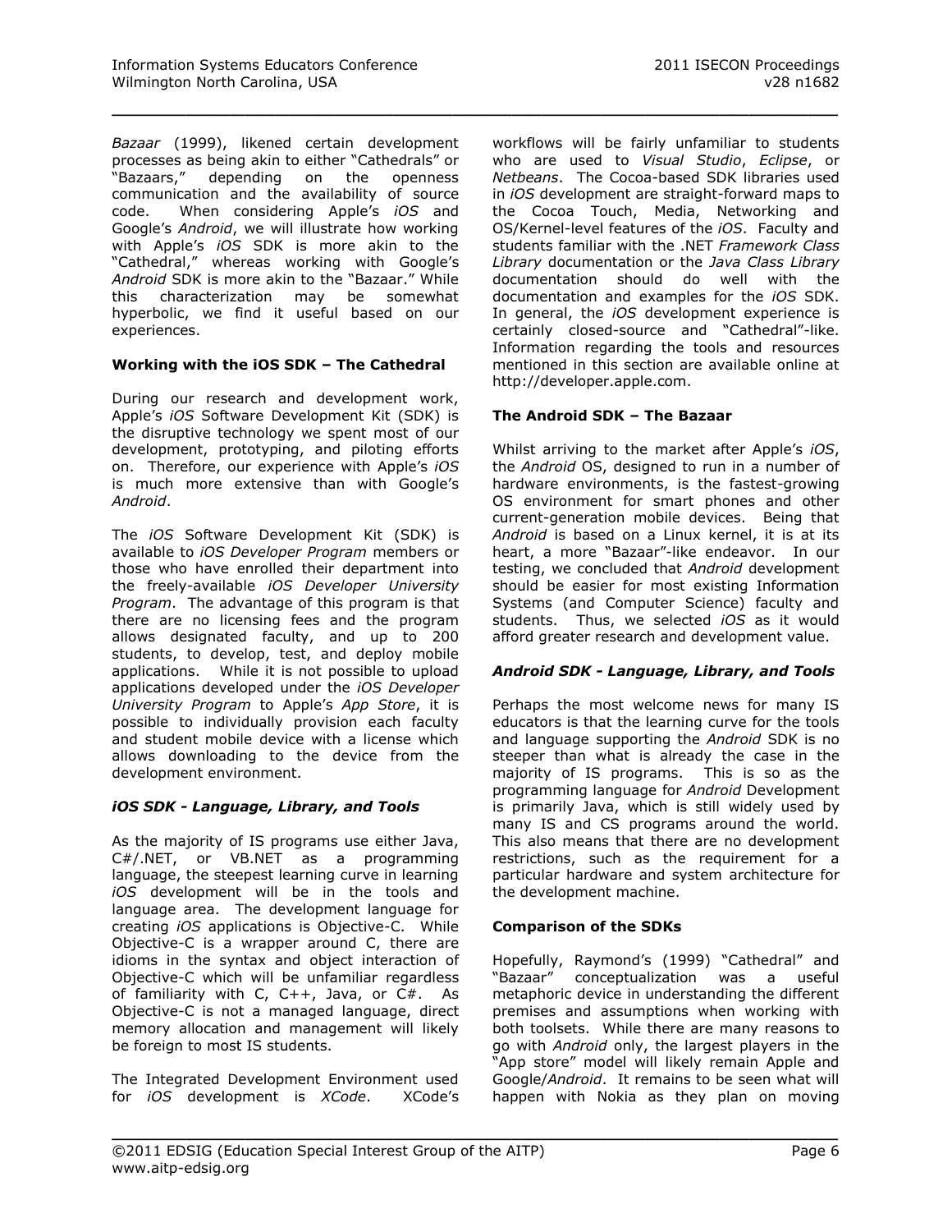*Bazaar* (1999), likened certain development processes as being akin to either "Cathedrals" or "Bazaars," depending on the openness communication and the availability of source code. When considering Apple's *iOS* and Google's *Android*, we will illustrate how working with Apple's *iOS* SDK is more akin to the "Cathedral," whereas working with Google's *Android* SDK is more akin to the "Bazaar." While this characterization may be somewhat hyperbolic, we find it useful based on our experiences.

**Working with the iOS SDK – The Cathedral**

During our research and development work, Apple's *iOS* Software Development Kit (SDK) is the disruptive technology we spent most of our development, prototyping, and piloting efforts on. Therefore, our experience with Apple's *iOS* is much more extensive than with Google's *Android*.

The *iOS* Software Development Kit (SDK) is available to *iOS Developer Program* members or those who have enrolled their department into the freely-available *iOS Developer University Program*. The advantage of this program is that there are no licensing fees and the program allows designated faculty, and up to 200 students, to develop, test, and deploy mobile applications. While it is not possible to upload applications developed under the *iOS Developer University Program* to Apple's *App Store*, it is possible to individually provision each faculty and student mobile device with a license which allows downloading to the device from the development environment.

***iOS SDK - Language, Library, and Tools***

As the majority of IS programs use either Java, C#/.NET, or VB.NET as a programming language, the steepest learning curve in learning *iOS* development will be in the tools and language area. The development language for creating *iOS* applications is Objective-C. While Objective-C is a wrapper around C, there are idioms in the syntax and object interaction of Objective-C which will be unfamiliar regardless of familiarity with C, C++, Java, or C#. As Objective-C is not a managed language, direct memory allocation and management will likely be foreign to most IS students.

The Integrated Development Environment used for *iOS* development is *XCode*. XCode's workflows will be fairly unfamiliar to students who are used to *Visual Studio*, *Eclipse*, or *Netbeans*. The Cocoa-based SDK libraries used in *iOS* development are straight-forward maps to the Cocoa Touch, Media, Networking and OS/Kernel-level features of the *iOS*. Faculty and students familiar with the .NET *Framework Class Library* documentation or the *Java Class Library* documentation should do well with the documentation and examples for the *iOS* SDK. In general, the *iOS* development experience is certainly closed-source and "Cathedral"-like. Information regarding the tools and resources mentioned in this section are available online at http://developer.apple.com.

**The Android SDK – The Bazaar**

Whilst arriving to the market after Apple's *iOS*, the *Android* OS, designed to run in a number of hardware environments, is the fastest-growing OS environment for smart phones and other current-generation mobile devices. Being that *Android* is based on a Linux kernel, it is at its heart, a more "Bazaar"-like endeavor. In our testing, we concluded that *Android* development should be easier for most existing Information Systems (and Computer Science) faculty and students. Thus, we selected *iOS* as it would afford greater research and development value.

***Android SDK - Language, Library, and Tools***

Perhaps the most welcome news for many IS educators is that the learning curve for the tools and language supporting the *Android* SDK is no steeper than what is already the case in the majority of IS programs. This is so as the programming language for *Android* Development is primarily Java, which is still widely used by many IS and CS programs around the world. This also means that there are no development restrictions, such as the requirement for a particular hardware and system architecture for the development machine.

**Comparison of the SDKs**

Hopefully, Raymond's (1999) "Cathedral" and "Bazaar" conceptualization was a useful metaphoric device in understanding the different premises and assumptions when working with both toolsets. While there are many reasons to go with *Android* only, the largest players in the "App store" model will likely remain Apple and Google/*Android*. It remains to be seen what will happen with Nokia as they plan on moving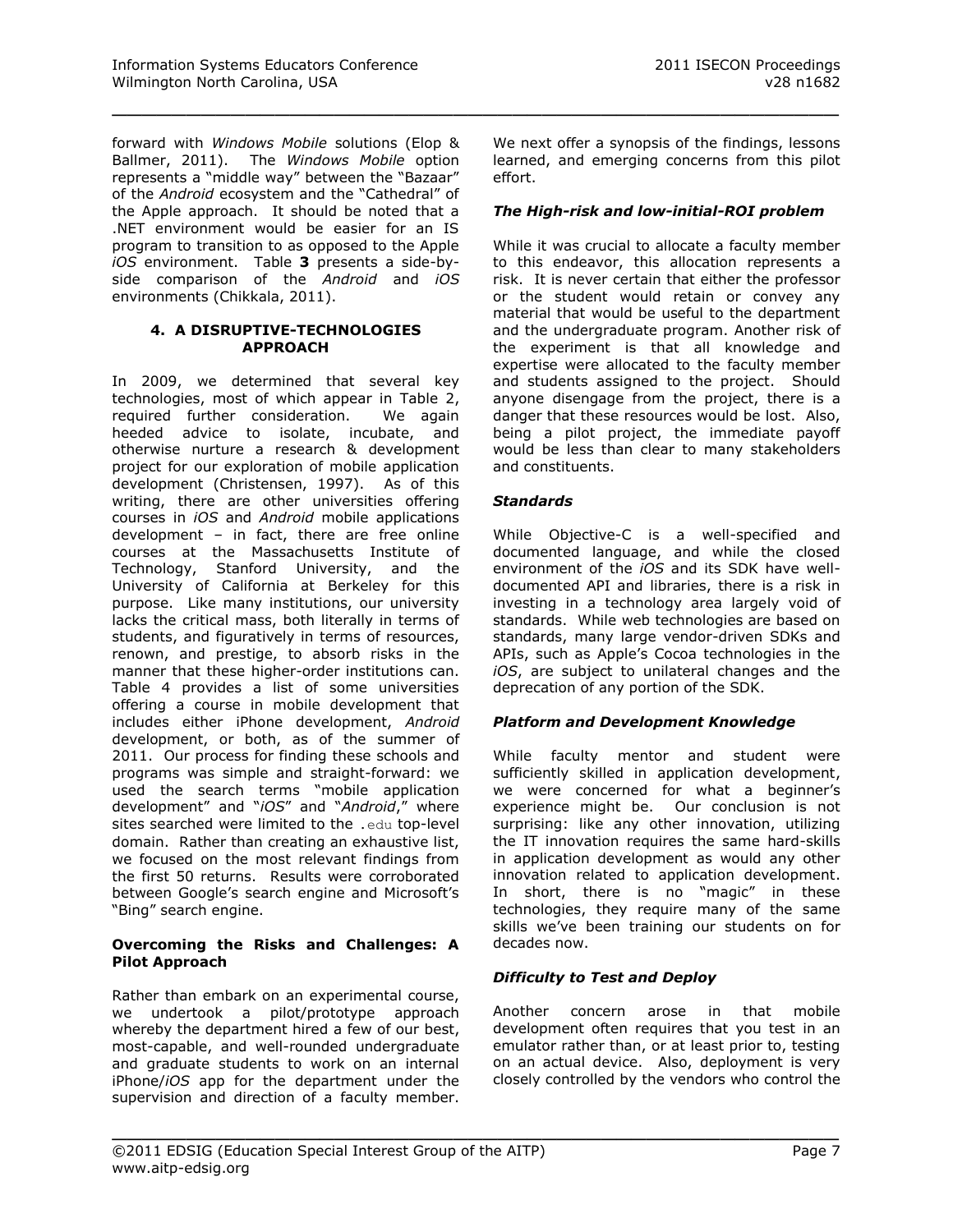forward with *Windows Mobile* solutions (Elop & Ballmer, 2011). The *Windows Mobile* option represents a "middle way" between the "Bazaar" of the *Android* ecosystem and the "Cathedral" of the Apple approach. It should be noted that a .NET environment would be easier for an IS program to transition to as opposed to the Apple *iOS* environment. Table **3** presents a side-by-side comparison of the *Android* and *iOS* environments (Chikkala, 2011).

## 4. A DISRUPTIVE-TECHNOLOGIES APPROACH

In 2009, we determined that several key technologies, most of which appear in Table 2, required further consideration. We again heeded advice to isolate, incubate, and otherwise nurture a research & development project for our exploration of mobile application development (Christensen, 1997). As of this writing, there are other universities offering courses in *iOS* and *Android* mobile applications development – in fact, there are free online courses at the Massachusetts Institute of Technology, Stanford University, and the University of California at Berkeley for this purpose. Like many institutions, our university lacks the critical mass, both literally in terms of students, and figuratively in terms of resources, renown, and prestige, to absorb risks in the manner that these higher-order institutions can. Table 4 provides a list of some universities offering a course in mobile development that includes either iPhone development, *Android* development, or both, as of the summer of 2011. Our process for finding these schools and programs was simple and straight-forward: we used the search terms "mobile application development" and "*iOS*" and "*Android*," where sites searched were limited to the `.edu` top-level domain. Rather than creating an exhaustive list, we focused on the most relevant findings from the first 50 returns. Results were corroborated between Google's search engine and Microsoft's "Bing" search engine.

### Overcoming the Risks and Challenges: A Pilot Approach

Rather than embark on an experimental course, we undertook a pilot/prototype approach whereby the department hired a few of our best, most-capable, and well-rounded undergraduate and graduate students to work on an internal iPhone/*iOS* app for the department under the supervision and direction of a faculty member. We next offer a synopsis of the findings, lessons learned, and emerging concerns from this pilot effort.

#### *The High-risk and low-initial-ROI problem*

While it was crucial to allocate a faculty member to this endeavor, this allocation represents a risk. It is never certain that either the professor or the student would retain or convey any material that would be useful to the department and the undergraduate program. Another risk of the experiment is that all knowledge and expertise were allocated to the faculty member and students assigned to the project. Should anyone disengage from the project, there is a danger that these resources would be lost. Also, being a pilot project, the immediate payoff would be less than clear to many stakeholders and constituents.

#### *Standards*

While Objective-C is a well-specified and documented language, and while the closed environment of the *iOS* and its SDK have well-documented API and libraries, there is a risk in investing in a technology area largely void of standards. While web technologies are based on standards, many large vendor-driven SDKs and APIs, such as Apple's Cocoa technologies in the *iOS*, are subject to unilateral changes and the deprecation of any portion of the SDK.

#### *Platform and Development Knowledge*

While faculty mentor and student were sufficiently skilled in application development, we were concerned for what a beginner's experience might be. Our conclusion is not surprising: like any other innovation, utilizing the IT innovation requires the same hard-skills in application development as would any other innovation related to application development. In short, there is no "magic" in these technologies, they require many of the same skills we've been training our students on for decades now.

#### *Difficulty to Test and Deploy*

Another concern arose in that mobile development often requires that you test in an emulator rather than, or at least prior to, testing on an actual device. Also, deployment is very closely controlled by the vendors who control the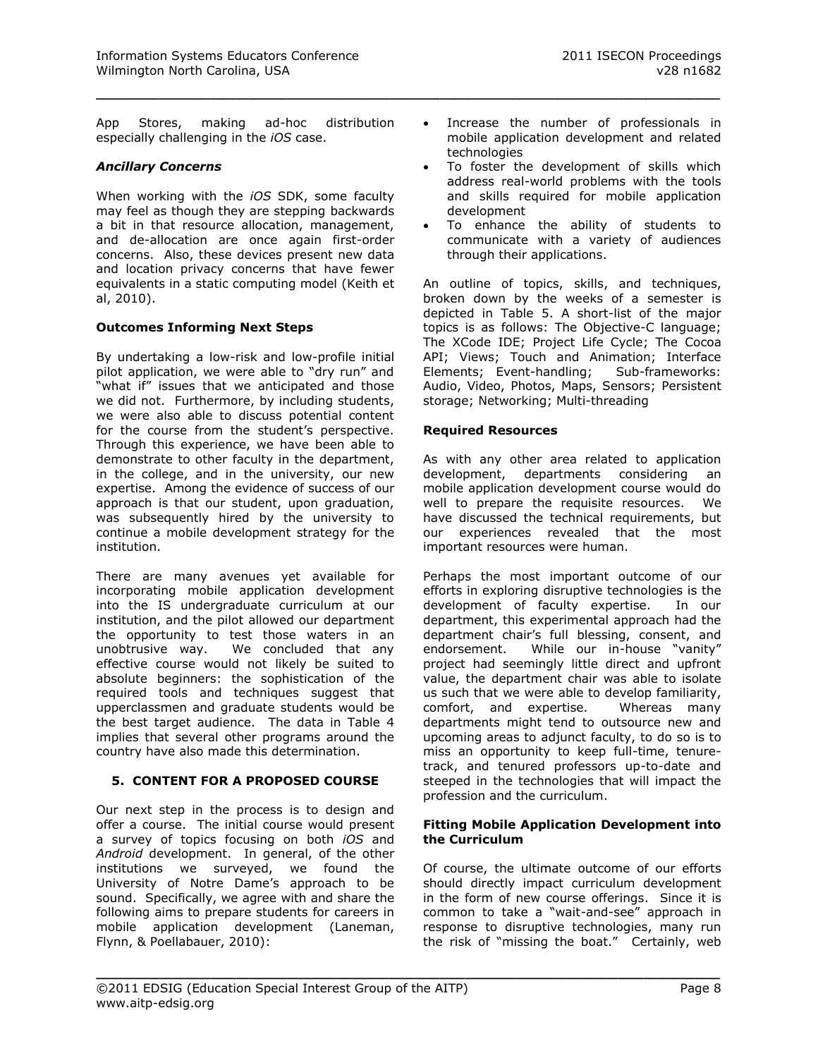App Stores, making ad-hoc distribution especially challenging in the *iOS* case.

### *Ancillary Concerns*

When working with the *iOS* SDK, some faculty may feel as though they are stepping backwards a bit in that resource allocation, management, and de-allocation are once again first-order concerns. Also, these devices present new data and location privacy concerns that have fewer equivalents in a static computing model (Keith et al, 2010).

### Outcomes Informing Next Steps

By undertaking a low-risk and low-profile initial pilot application, we were able to "dry run" and "what if" issues that we anticipated and those we did not. Furthermore, by including students, we were also able to discuss potential content for the course from the student's perspective. Through this experience, we have been able to demonstrate to other faculty in the department, in the college, and in the university, our new expertise. Among the evidence of success of our approach is that our student, upon graduation, was subsequently hired by the university to continue a mobile development strategy for the institution.

There are many avenues yet available for incorporating mobile application development into the IS undergraduate curriculum at our institution, and the pilot allowed our department the opportunity to test those waters in an unobtrusive way. We concluded that any effective course would not likely be suited to absolute beginners: the sophistication of the required tools and techniques suggest that upperclassmen and graduate students would be the best target audience. The data in Table 4 implies that several other programs around the country have also made this determination.

## 5. CONTENT FOR A PROPOSED COURSE

Our next step in the process is to design and offer a course. The initial course would present a survey of topics focusing on both *iOS* and *Android* development. In general, of the other institutions we surveyed, we found the University of Notre Dame's approach to be sound. Specifically, we agree with and share the following aims to prepare students for careers in mobile application development (Laneman, Flynn, & Poellabauer, 2010):

- Increase the number of professionals in mobile application development and related technologies
- To foster the development of skills which address real-world problems with the tools and skills required for mobile application development
- To enhance the ability of students to communicate with a variety of audiences through their applications.

An outline of topics, skills, and techniques, broken down by the weeks of a semester is depicted in Table 5. A short-list of the major topics is as follows: The Objective-C language; The XCode IDE; Project Life Cycle; The Cocoa API; Views; Touch and Animation; Interface Elements; Event-handling; Sub-frameworks: Audio, Video, Photos, Maps, Sensors; Persistent storage; Networking; Multi-threading

### Required Resources

As with any other area related to application development, departments considering an mobile application development course would do well to prepare the requisite resources. We have discussed the technical requirements, but our experiences revealed that the most important resources were human.

Perhaps the most important outcome of our efforts in exploring disruptive technologies is the development of faculty expertise. In our department, this experimental approach had the department chair's full blessing, consent, and endorsement. While our in-house "vanity" project had seemingly little direct and upfront value, the department chair was able to isolate us such that we were able to develop familiarity, comfort, and expertise. Whereas many departments might tend to outsource new and upcoming areas to adjunct faculty, to do so is to miss an opportunity to keep full-time, tenure-track, and tenured professors up-to-date and steeped in the technologies that will impact the profession and the curriculum.

### Fitting Mobile Application Development into the Curriculum

Of course, the ultimate outcome of our efforts should directly impact curriculum development in the form of new course offerings. Since it is common to take a "wait-and-see" approach in response to disruptive technologies, many run the risk of "missing the boat." Certainly, web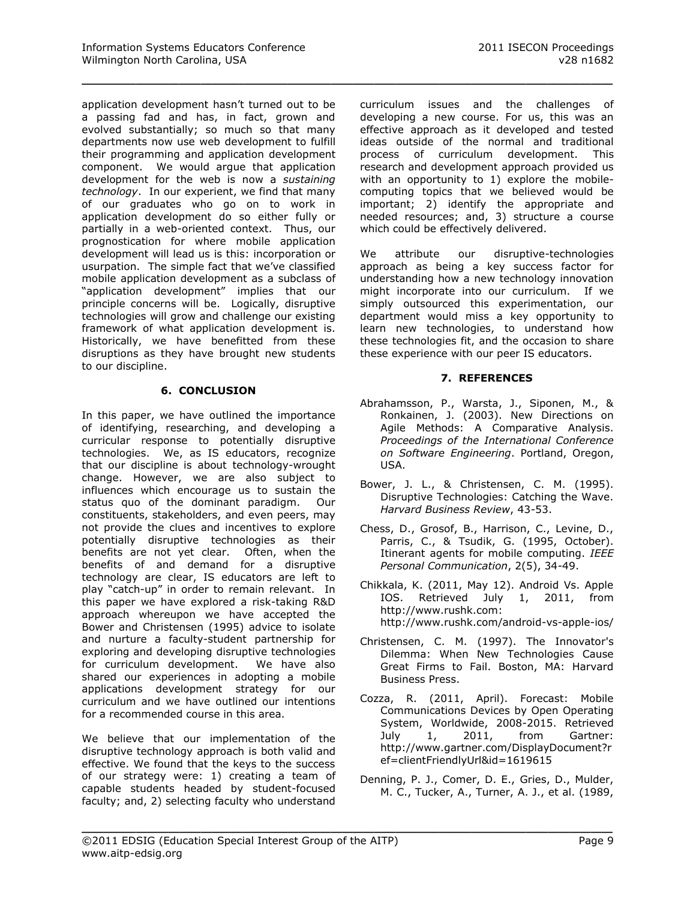application development hasn't turned out to be a passing fad and has, in fact, grown and evolved substantially; so much so that many departments now use web development to fulfill their programming and application development component. We would argue that application development for the web is now a *sustaining technology*. In our experient, we find that many of our graduates who go on to work in application development do so either fully or partially in a web-oriented context. Thus, our prognostication for where mobile application development will lead us is this: incorporation or usurpation. The simple fact that we've classified mobile application development as a subclass of "application development" implies that our principle concerns will be. Logically, disruptive technologies will grow and challenge our existing framework of what application development is. Historically, we have benefitted from these disruptions as they have brought new students to our discipline.

## 6. CONCLUSION

In this paper, we have outlined the importance of identifying, researching, and developing a curricular response to potentially disruptive technologies. We, as IS educators, recognize that our discipline is about technology-wrought change. However, we are also subject to influences which encourage us to sustain the status quo of the dominant paradigm. Our constituents, stakeholders, and even peers, may not provide the clues and incentives to explore potentially disruptive technologies as their benefits are not yet clear. Often, when the benefits of and demand for a disruptive technology are clear, IS educators are left to play "catch-up" in order to remain relevant. In this paper we have explored a risk-taking R&D approach whereupon we have accepted the Bower and Christensen (1995) advice to isolate and nurture a faculty-student partnership for exploring and developing disruptive technologies for curriculum development. We have also shared our experiences in adopting a mobile applications development strategy for our curriculum and we have outlined our intentions for a recommended course in this area.

We believe that our implementation of the disruptive technology approach is both valid and effective. We found that the keys to the success of our strategy were: 1) creating a team of capable students headed by student-focused faculty; and, 2) selecting faculty who understand curriculum issues and the challenges of developing a new course. For us, this was an effective approach as it developed and tested ideas outside of the normal and traditional process of curriculum development. This research and development approach provided us with an opportunity to 1) explore the mobile-computing topics that we believed would be important; 2) identify the appropriate and needed resources; and, 3) structure a course which could be effectively delivered.

We attribute our disruptive-technologies approach as being a key success factor for understanding how a new technology innovation might incorporate into our curriculum. If we simply outsourced this experimentation, our department would miss a key opportunity to learn new technologies, to understand how these technologies fit, and the occasion to share these experience with our peer IS educators.

## 7. REFERENCES

Abrahamsson, P., Warsta, J., Siponen, M., & Ronkainen, J. (2003). New Directions on Agile Methods: A Comparative Analysis. *Proceedings of the International Conference on Software Engineering*. Portland, Oregon, USA.

Bower, J. L., & Christensen, C. M. (1995). Disruptive Technologies: Catching the Wave. *Harvard Business Review*, 43-53.

Chess, D., Grosof, B., Harrison, C., Levine, D., Parris, C., & Tsudik, G. (1995, October). Itinerant agents for mobile computing. *IEEE Personal Communication*, 2(5), 34-49.

Chikkala, K. (2011, May 12). Android Vs. Apple IOS. Retrieved July 1, 2011, from http://www.rushk.com: http://www.rushk.com/android-vs-apple-ios/

Christensen, C. M. (1997). The Innovator's Dilemma: When New Technologies Cause Great Firms to Fail. Boston, MA: Harvard Business Press.

Cozza, R. (2011, April). Forecast: Mobile Communications Devices by Open Operating System, Worldwide, 2008-2015. Retrieved July 1, 2011, from Gartner: http://www.gartner.com/DisplayDocument?ref=clientFriendlyUrl&id=1619615

Denning, P. J., Comer, D. E., Gries, D., Mulder, M. C., Tucker, A., Turner, A. J., et al. (1989,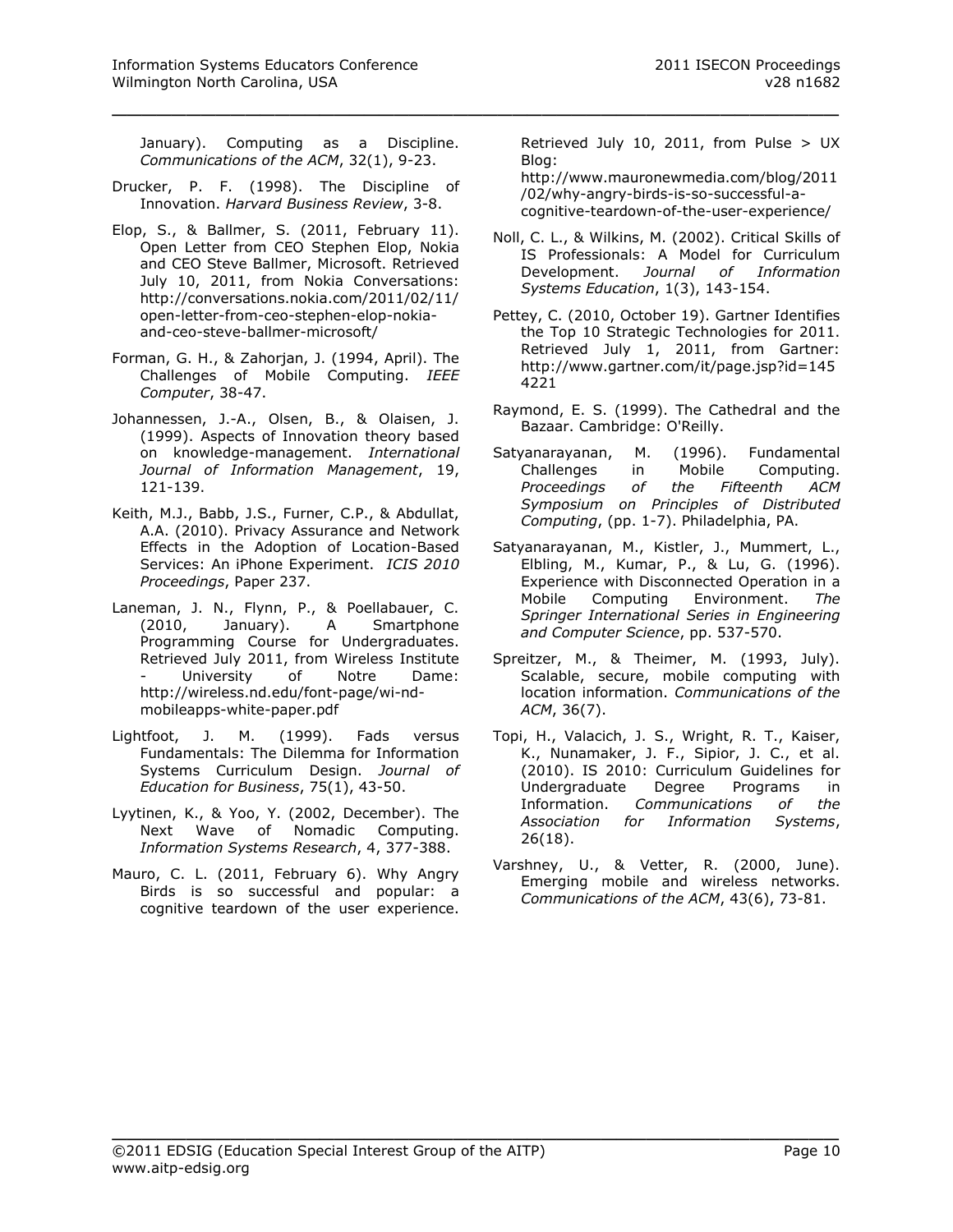January). Computing as a Discipline. *Communications of the ACM*, 32(1), 9-23.

Drucker, P. F. (1998). The Discipline of Innovation. *Harvard Business Review*, 3-8.

Elop, S., & Ballmer, S. (2011, February 11). Open Letter from CEO Stephen Elop, Nokia and CEO Steve Ballmer, Microsoft. Retrieved July 10, 2011, from Nokia Conversations: http://conversations.nokia.com/2011/02/11/open-letter-from-ceo-stephen-elop-nokia-and-ceo-steve-ballmer-microsoft/

Forman, G. H., & Zahorjan, J. (1994, April). The Challenges of Mobile Computing. *IEEE Computer*, 38-47.

Johannessen, J.-A., Olsen, B., & Olaisen, J. (1999). Aspects of Innovation theory based on knowledge-management. *International Journal of Information Management*, 19, 121-139.

Keith, M.J., Babb, J.S., Furner, C.P., & Abdullat, A.A. (2010). Privacy Assurance and Network Effects in the Adoption of Location-Based Services: An iPhone Experiment. *ICIS 2010 Proceedings*, Paper 237.

Laneman, J. N., Flynn, P., & Poellabauer, C. (2010, January). A Smartphone Programming Course for Undergraduates. Retrieved July 2011, from Wireless Institute - University of Notre Dame: http://wireless.nd.edu/font-page/wi-nd-mobileapps-white-paper.pdf

Lightfoot, J. M. (1999). Fads versus Fundamentals: The Dilemma for Information Systems Curriculum Design. *Journal of Education for Business*, 75(1), 43-50.

Lyytinen, K., & Yoo, Y. (2002, December). The Next Wave of Nomadic Computing. *Information Systems Research*, 4, 377-388.

Mauro, C. L. (2011, February 6). Why Angry Birds is so successful and popular: a cognitive teardown of the user experience. Retrieved July 10, 2011, from Pulse > UX Blog: http://www.mauronewmedia.com/blog/2011/02/why-angry-birds-is-so-successful-a-cognitive-teardown-of-the-user-experience/

Noll, C. L., & Wilkins, M. (2002). Critical Skills of IS Professionals: A Model for Curriculum Development. *Journal of Information Systems Education*, 1(3), 143-154.

Pettey, C. (2010, October 19). Gartner Identifies the Top 10 Strategic Technologies for 2011. Retrieved July 1, 2011, from Gartner: http://www.gartner.com/it/page.jsp?id=1454221

Raymond, E. S. (1999). The Cathedral and the Bazaar. Cambridge: O'Reilly.

Satyanarayanan, M. (1996). Fundamental Challenges in Mobile Computing. *Proceedings of the Fifteenth ACM Symposium on Principles of Distributed Computing*, (pp. 1-7). Philadelphia, PA.

Satyanarayanan, M., Kistler, J., Mummert, L., Elbling, M., Kumar, P., & Lu, G. (1996). Experience with Disconnected Operation in a Mobile Computing Environment. *The Springer International Series in Engineering and Computer Science*, pp. 537-570.

Spreitzer, M., & Theimer, M. (1993, July). Scalable, secure, mobile computing with location information. *Communications of the ACM*, 36(7).

Topi, H., Valacich, J. S., Wright, R. T., Kaiser, K., Nunamaker, J. F., Sipior, J. C., et al. (2010). IS 2010: Curriculum Guidelines for Undergraduate Degree Programs in Information. *Communications of the Association for Information Systems*, 26(18).

Varshney, U., & Vetter, R. (2000, June). Emerging mobile and wireless networks. *Communications of the ACM*, 43(6), 73-81.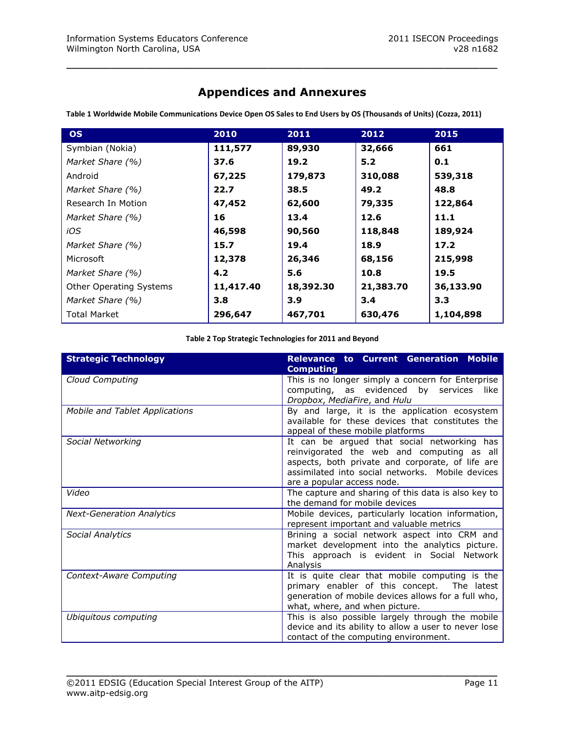# Appendices and Annexures

**Table 1 Worldwide Mobile Communications Device Open OS Sales to End Users by OS (Thousands of Units) (Cozza, 2011)**

| OS | 2010 | 2011 | 2012 | 2015 |
|---|---|---|---|---|
| Symbian (Nokia) | **111,577** | **89,930** | **32,666** | **661** |
| *Market Share (%)* | **37.6** | **19.2** | **5.2** | **0.1** |
| Android | **67,225** | **179,873** | **310,088** | **539,318** |
| *Market Share (%)* | **22.7** | **38.5** | **49.2** | **48.8** |
| Research In Motion | **47,452** | **62,600** | **79,335** | **122,864** |
| *Market Share (%)* | **16** | **13.4** | **12.6** | **11.1** |
| *iOS* | **46,598** | **90,560** | **118,848** | **189,924** |
| *Market Share (%)* | **15.7** | **19.4** | **18.9** | **17.2** |
| Microsoft | **12,378** | **26,346** | **68,156** | **215,998** |
| *Market Share (%)* | **4.2** | **5.6** | **10.8** | **19.5** |
| Other Operating Systems | **11,417.40** | **18,392.30** | **21,383.70** | **36,133.90** |
| *Market Share (%)* | **3.8** | **3.9** | **3.4** | **3.3** |
| Total Market | **296,647** | **467,701** | **630,476** | **1,104,898** |

**Table 2 Top Strategic Technologies for 2011 and Beyond**

| Strategic Technology | Relevance to Current Generation Mobile Computing |
|---|---|
| *Cloud Computing* | This is no longer simply a concern for Enterprise computing, as evidenced by services like *Dropbox*, *MediaFire*, and *Hulu* |
| *Mobile and Tablet Applications* | By and large, it is the application ecosystem available for these devices that constitutes the appeal of these mobile platforms |
| *Social Networking* | It can be argued that social networking has reinvigorated the web and computing as all aspects, both private and corporate, of life are assimilated into social networks. Mobile devices are a popular access node. |
| *Video* | The capture and sharing of this data is also key to the demand for mobile devices |
| *Next-Generation Analytics* | Mobile devices, particularly location information, represent important and valuable metrics |
| *Social Analytics* | Brining a social network aspect into CRM and market development into the analytics picture. This approach is evident in Social Network Analysis |
| *Context-Aware Computing* | It is quite clear that mobile computing is the primary enabler of this concept. The latest generation of mobile devices allows for a full who, what, where, and when picture. |
| *Ubiquitous computing* | This is also possible largely through the mobile device and its ability to allow a user to never lose contact of the computing environment. |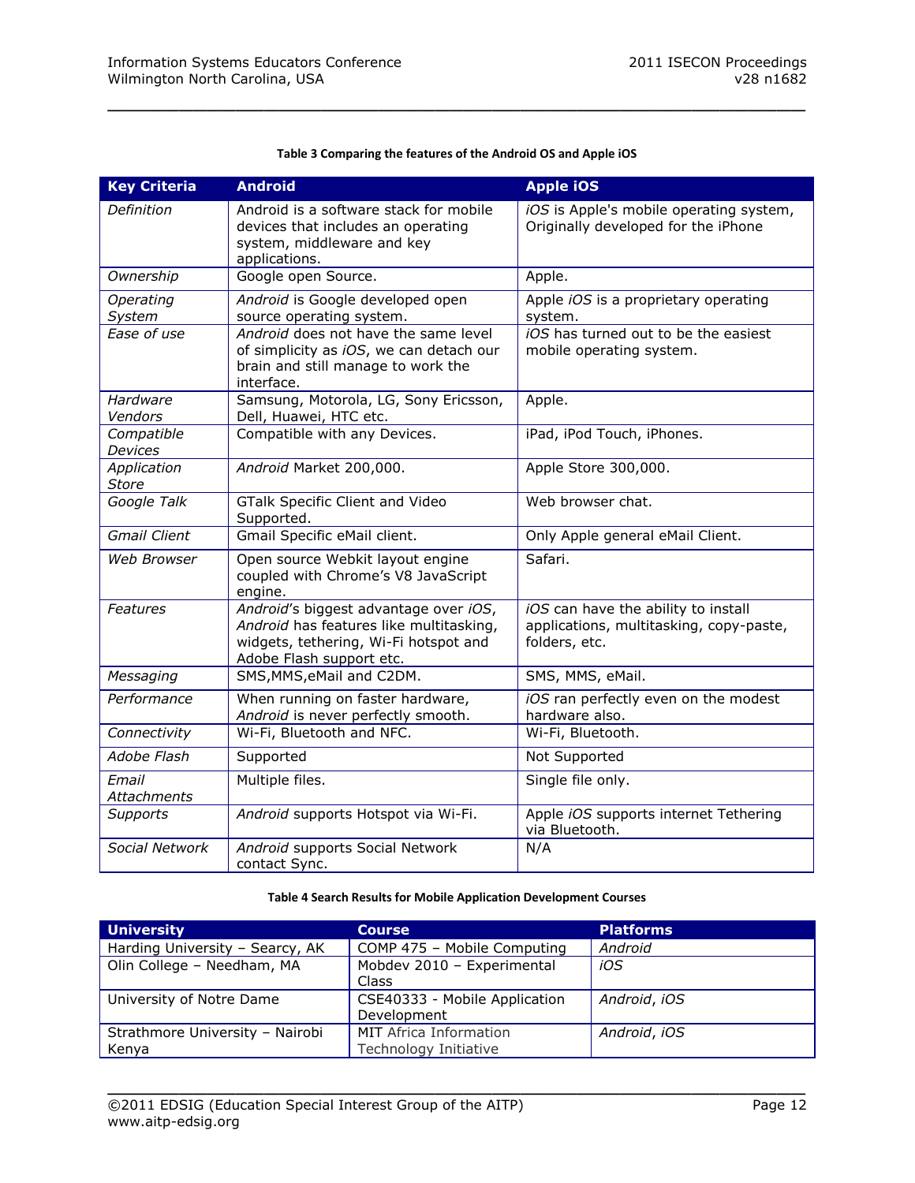**Table 3 Comparing the features of the Android OS and Apple iOS**

| Key Criteria | Android | Apple iOS |
|---|---|---|
| *Definition* | Android is a software stack for mobile devices that includes an operating system, middleware and key applications. | *iOS* is Apple's mobile operating system, Originally developed for the iPhone |
| *Ownership* | Google open Source. | Apple. |
| *Operating System* | *Android* is Google developed open source operating system. | Apple *iOS* is a proprietary operating system. |
| *Ease of use* | *Android* does not have the same level of simplicity as *iOS*, we can detach our brain and still manage to work the interface. | *iOS* has turned out to be the easiest mobile operating system. |
| *Hardware Vendors* | Samsung, Motorola, LG, Sony Ericsson, Dell, Huawei, HTC etc. | Apple. |
| *Compatible Devices* | Compatible with any Devices. | iPad, iPod Touch, iPhones. |
| *Application Store* | *Android* Market 200,000. | Apple Store 300,000. |
| *Google Talk* | GTalk Specific Client and Video Supported. | Web browser chat. |
| *Gmail Client* | Gmail Specific eMail client. | Only Apple general eMail Client. |
| *Web Browser* | Open source Webkit layout engine coupled with Chrome's V8 JavaScript engine. | Safari. |
| *Features* | *Android*'s biggest advantage over *iOS*, *Android* has features like multitasking, widgets, tethering, Wi-Fi hotspot and Adobe Flash support etc. | *iOS* can have the ability to install applications, multitasking, copy-paste, folders, etc. |
| *Messaging* | SMS,MMS,eMail and C2DM. | SMS, MMS, eMail. |
| *Performance* | When running on faster hardware, *Android* is never perfectly smooth. | *iOS* ran perfectly even on the modest hardware also. |
| *Connectivity* | Wi-Fi, Bluetooth and NFC. | Wi-Fi, Bluetooth. |
| *Adobe Flash* | Supported | Not Supported |
| *Email Attachments* | Multiple files. | Single file only. |
| *Supports* | *Android* supports Hotspot via Wi-Fi. | Apple *iOS* supports internet Tethering via Bluetooth. |
| *Social Network* | *Android* supports Social Network contact Sync. | N/A |

**Table 4 Search Results for Mobile Application Development Courses**

| University | Course | Platforms |
|---|---|---|
| Harding University – Searcy, AK | COMP 475 – Mobile Computing | *Android* |
| Olin College – Needham, MA | Mobdev 2010 – Experimental Class | *iOS* |
| University of Notre Dame | CSE40333 - Mobile Application Development | *Android*, *iOS* |
| Strathmore University – Nairobi Kenya | MIT Africa Information Technology Initiative | *Android*, *iOS* |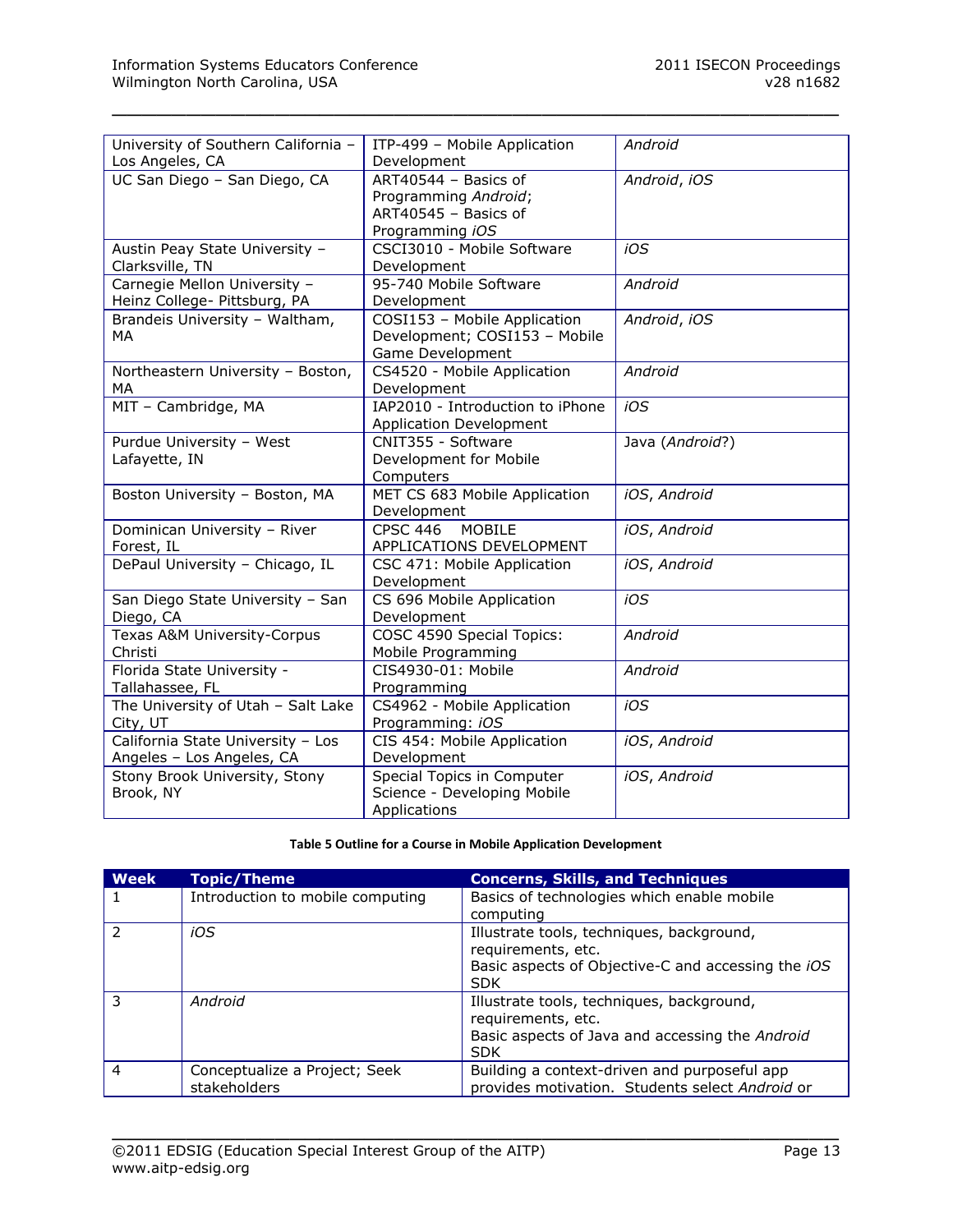| University of Southern California – Los Angeles, CA | ITP-499 – Mobile Application Development | *Android* |
|---|---|---|
| UC San Diego – San Diego, CA | ART40544 – Basics of Programming *Android*; ART40545 – Basics of Programming *iOS* | *Android*, *iOS* |
| Austin Peay State University – Clarksville, TN | CSCI3010 - Mobile Software Development | *iOS* |
| Carnegie Mellon University – Heinz College- Pittsburg, PA | 95-740 Mobile Software Development | *Android* |
| Brandeis University – Waltham, MA | COSI153 – Mobile Application Development; COSI153 – Mobile Game Development | *Android*, *iOS* |
| Northeastern University – Boston, MA | CS4520 - Mobile Application Development | *Android* |
| MIT – Cambridge, MA | IAP2010 - Introduction to iPhone Application Development | *iOS* |
| Purdue University – West Lafayette, IN | CNIT355 - Software Development for Mobile Computers | Java (*Android*?) |
| Boston University – Boston, MA | MET CS 683 Mobile Application Development | *iOS*, *Android* |
| Dominican University – River Forest, IL | CPSC 446 MOBILE APPLICATIONS DEVELOPMENT | *iOS*, *Android* |
| DePaul University – Chicago, IL | CSC 471: Mobile Application Development | *iOS*, *Android* |
| San Diego State University – San Diego, CA | CS 696 Mobile Application Development | *iOS* |
| Texas A&M University-Corpus Christi | COSC 4590 Special Topics: Mobile Programming | *Android* |
| Florida State University - Tallahassee, FL | CIS4930-01: Mobile Programming | *Android* |
| The University of Utah – Salt Lake City, UT | CS4962 - Mobile Application Programming: *iOS* | *iOS* |
| California State University – Los Angeles – Los Angeles, CA | CIS 454: Mobile Application Development | *iOS*, *Android* |
| Stony Brook University, Stony Brook, NY | Special Topics in Computer Science - Developing Mobile Applications | *iOS*, *Android* |

**Table 5 Outline for a Course in Mobile Application Development**

| Week | Topic/Theme | Concerns, Skills, and Techniques |
|---|---|---|
| 1 | Introduction to mobile computing | Basics of technologies which enable mobile computing |
| 2 | *iOS* | Illustrate tools, techniques, background, requirements, etc. Basic aspects of Objective-C and accessing the *iOS* SDK |
| 3 | *Android* | Illustrate tools, techniques, background, requirements, etc. Basic aspects of Java and accessing the *Android* SDK |
| 4 | Conceptualize a Project; Seek stakeholders | Building a context-driven and purposeful app provides motivation. Students select *Android* or |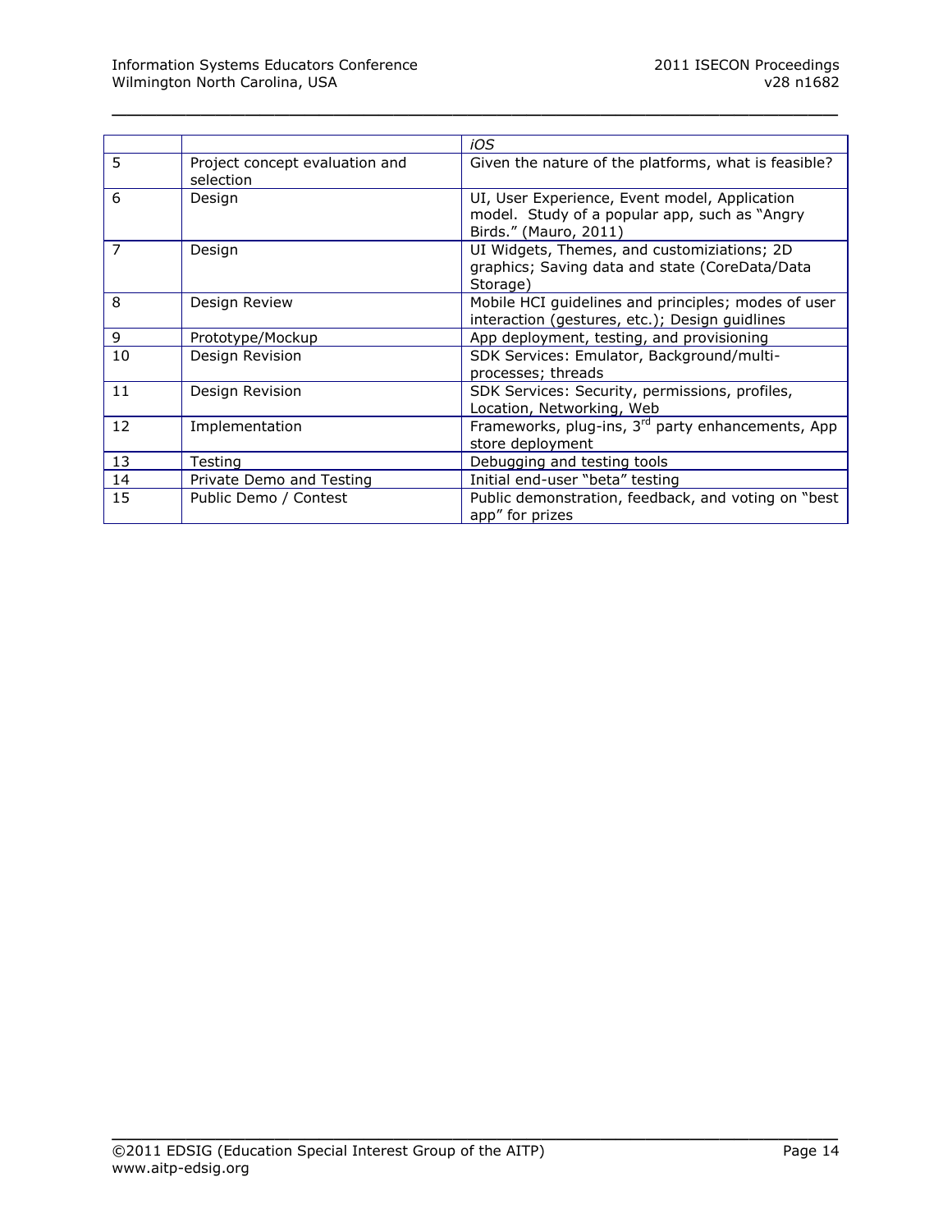| | | |
|---|---|---|
| | | *iOS* |
| 5 | Project concept evaluation and selection | Given the nature of the platforms, what is feasible? |
| 6 | Design | UI, User Experience, Event model, Application model. Study of a popular app, such as "Angry Birds." (Mauro, 2011) |
| 7 | Design | UI Widgets, Themes, and customiziations; 2D graphics; Saving data and state (CoreData/Data Storage) |
| 8 | Design Review | Mobile HCI guidelines and principles; modes of user interaction (gestures, etc.); Design guidlines |
| 9 | Prototype/Mockup | App deployment, testing, and provisioning |
| 10 | Design Revision | SDK Services: Emulator, Background/multi-processes; threads |
| 11 | Design Revision | SDK Services: Security, permissions, profiles, Location, Networking, Web |
| 12 | Implementation | Frameworks, plug-ins, 3rd party enhancements, App store deployment |
| 13 | Testing | Debugging and testing tools |
| 14 | Private Demo and Testing | Initial end-user "beta" testing |
| 15 | Public Demo / Contest | Public demonstration, feedback, and voting on "best app" for prizes |